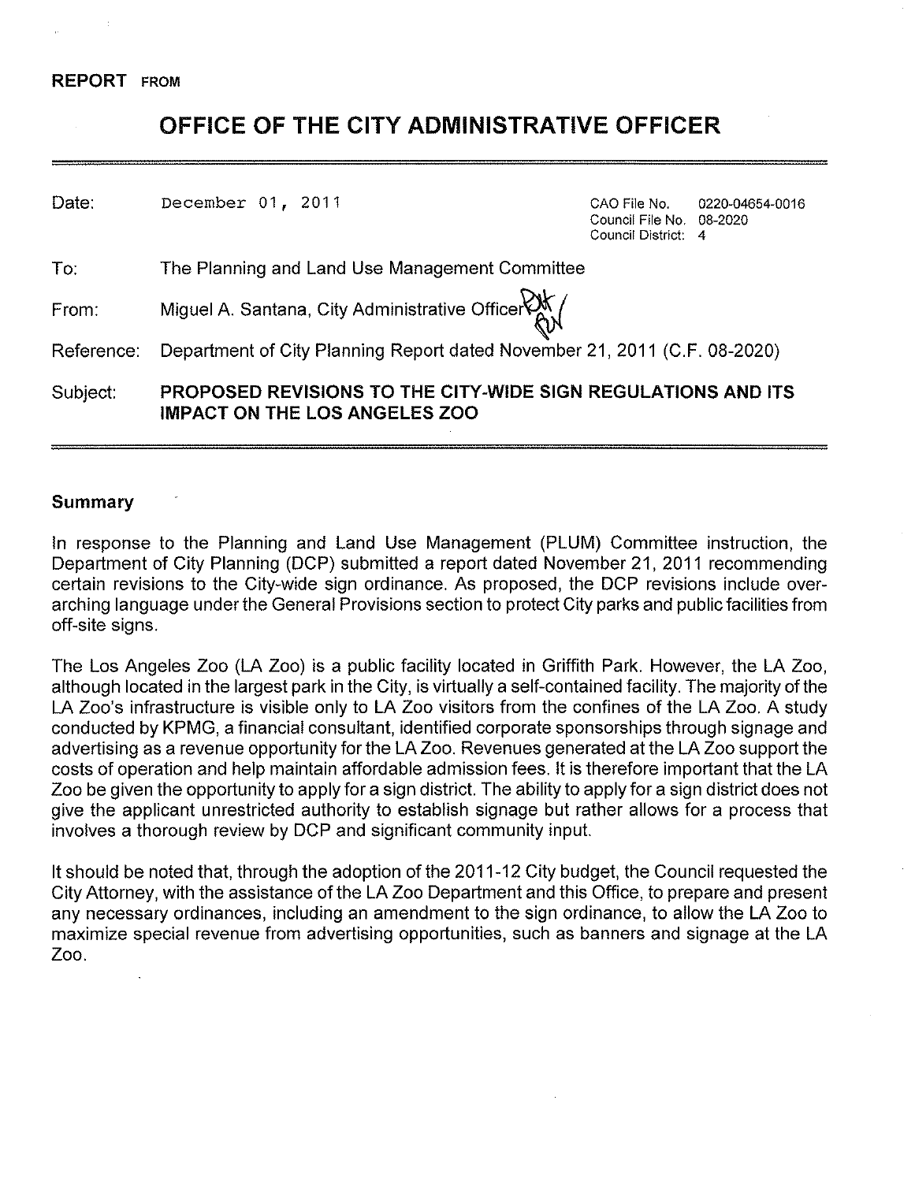**REPORT FROM**

# OFFICE OF THE CITY ADMINISTRATIVE OFFICER

| | | |
|---|---|---|
| Date: | December 01, 2011 | CAO File No. 0220-04654-0016<br>Council File No. 08-2020<br>Council District: 4 |
| To: | The Planning and Land Use Management Committee | |
| From: | Miguel A. Santana, City Administrative Officer | |
| Reference: | Department of City Planning Report dated November 21, 2011 (C.F. 08-2020) | |
| Subject: | **PROPOSED REVISIONS TO THE CITY-WIDE SIGN REGULATIONS AND ITS IMPACT ON THE LOS ANGELES ZOO** | |

## Summary

In response to the Planning and Land Use Management (PLUM) Committee instruction, the Department of City Planning (DCP) submitted a report dated November 21, 2011 recommending certain revisions to the City-wide sign ordinance. As proposed, the DCP revisions include over-arching language under the General Provisions section to protect City parks and public facilities from off-site signs.

The Los Angeles Zoo (LA Zoo) is a public facility located in Griffith Park. However, the LA Zoo, although located in the largest park in the City, is virtually a self-contained facility. The majority of the LA Zoo's infrastructure is visible only to LA Zoo visitors from the confines of the LA Zoo. A study conducted by KPMG, a financial consultant, identified corporate sponsorships through signage and advertising as a revenue opportunity for the LA Zoo. Revenues generated at the LA Zoo support the costs of operation and help maintain affordable admission fees. It is therefore important that the LA Zoo be given the opportunity to apply for a sign district. The ability to apply for a sign district does not give the applicant unrestricted authority to establish signage but rather allows for a process that involves a thorough review by DCP and significant community input.

It should be noted that, through the adoption of the 2011-12 City budget, the Council requested the City Attorney, with the assistance of the LA Zoo Department and this Office, to prepare and present any necessary ordinances, including an amendment to the sign ordinance, to allow the LA Zoo to maximize special revenue from advertising opportunities, such as banners and signage at the LA Zoo.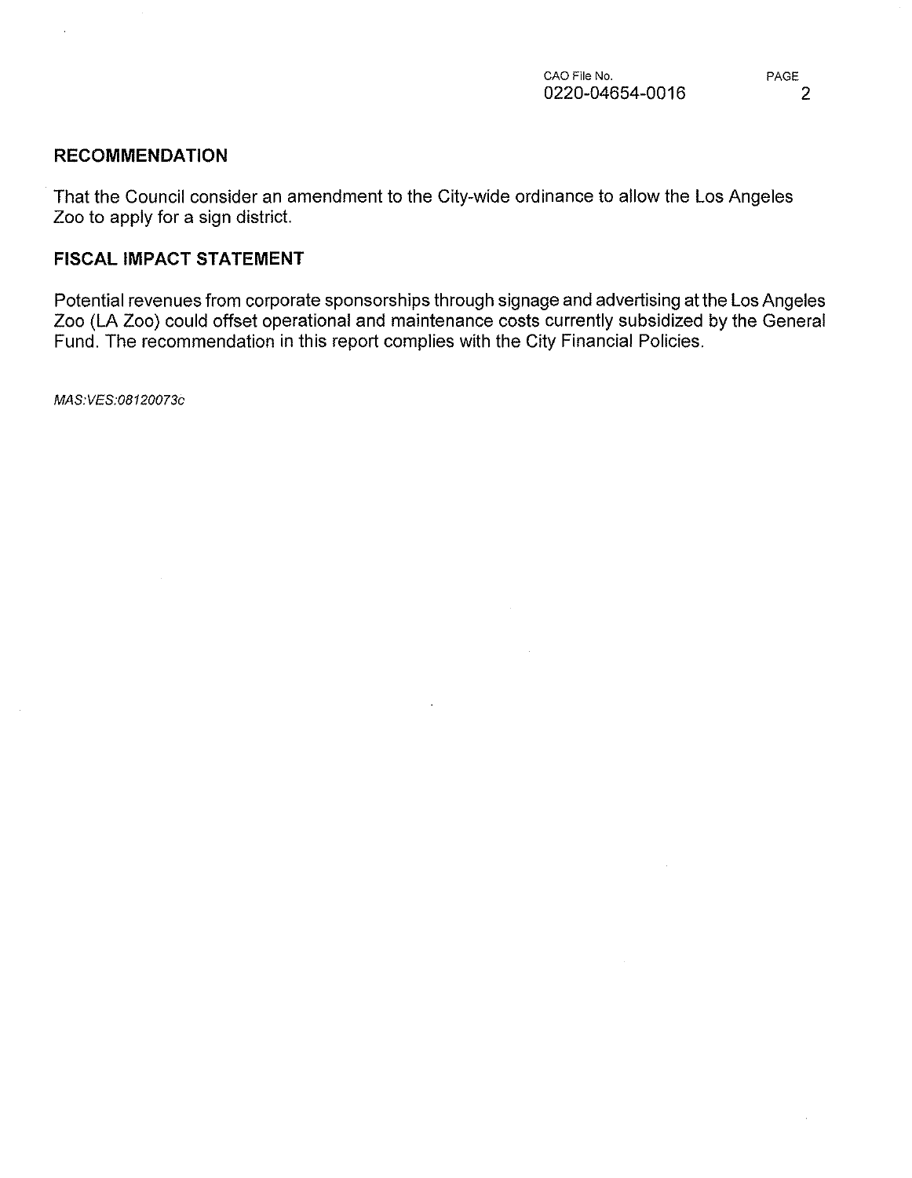## RECOMMENDATION

That the Council consider an amendment to the City-wide ordinance to allow the Los Angeles Zoo to apply for a sign district.

## FISCAL IMPACT STATEMENT

Potential revenues from corporate sponsorships through signage and advertising at the Los Angeles Zoo (LA Zoo) could offset operational and maintenance costs currently subsidized by the General Fund. The recommendation in this report complies with the City Financial Policies.

*MAS:VES:08120073c*